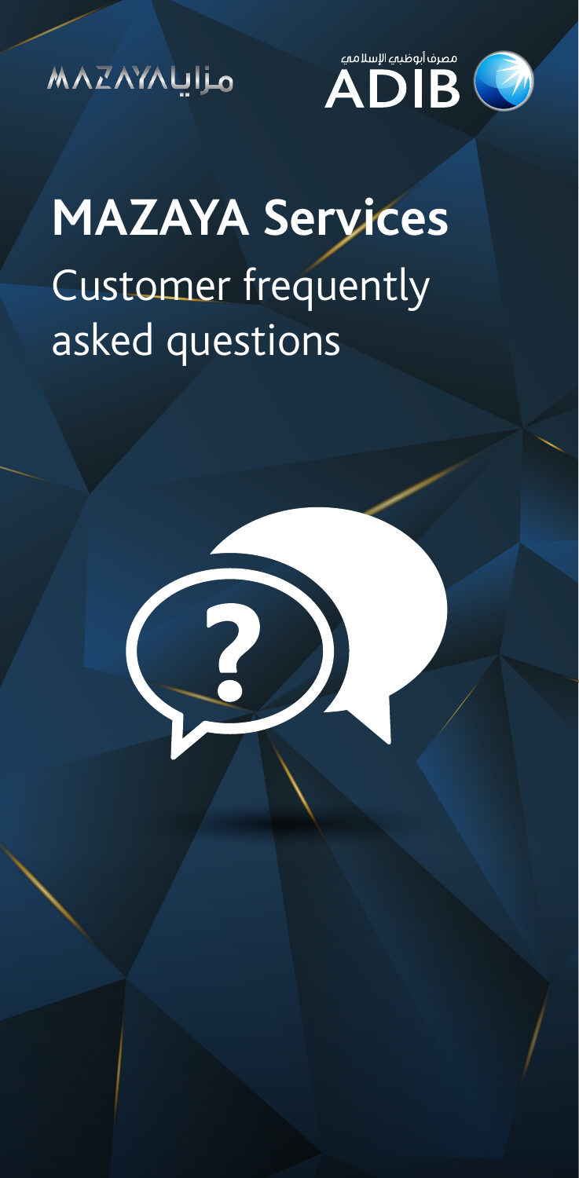MAZAYA مزايا

مصرف أبوظبي الإسلامي ADIB

# MAZAYA Services

Customer frequently asked questions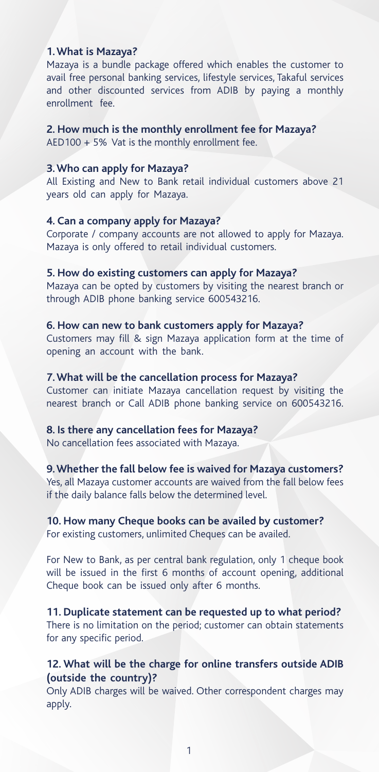### 1. What is Mazaya?

Mazaya is a bundle package offered which enables the customer to avail free personal banking services, lifestyle services, Takaful services and other discounted services from ADIB by paying a monthly enrollment fee.

### 2. How much is the monthly enrollment fee for Mazaya?

AED100 + 5% Vat is the monthly enrollment fee.

### 3. Who can apply for Mazaya?

All Existing and New to Bank retail individual customers above 21 years old can apply for Mazaya.

### 4. Can a company apply for Mazaya?

Corporate / company accounts are not allowed to apply for Mazaya. Mazaya is only offered to retail individual customers.

### 5. How do existing customers can apply for Mazaya?

Mazaya can be opted by customers by visiting the nearest branch or through ADIB phone banking service 600543216.

### 6. How can new to bank customers apply for Mazaya?

Customers may fill & sign Mazaya application form at the time of opening an account with the bank.

### 7. What will be the cancellation process for Mazaya?

Customer can initiate Mazaya cancellation request by visiting the nearest branch or Call ADIB phone banking service on 600543216.

### 8. Is there any cancellation fees for Mazaya?

No cancellation fees associated with Mazaya.

### 9. Whether the fall below fee is waived for Mazaya customers?

Yes, all Mazaya customer accounts are waived from the fall below fees if the daily balance falls below the determined level.

### 10. How many Cheque books can be availed by customer?

For existing customers, unlimited Cheques can be availed.

For New to Bank, as per central bank regulation, only 1 cheque book will be issued in the first 6 months of account opening, additional Cheque book can be issued only after 6 months.

### 11. Duplicate statement can be requested up to what period?

There is no limitation on the period; customer can obtain statements for any specific period.

### 12. What will be the charge for online transfers outside ADIB (outside the country)?

Only ADIB charges will be waived. Other correspondent charges may apply.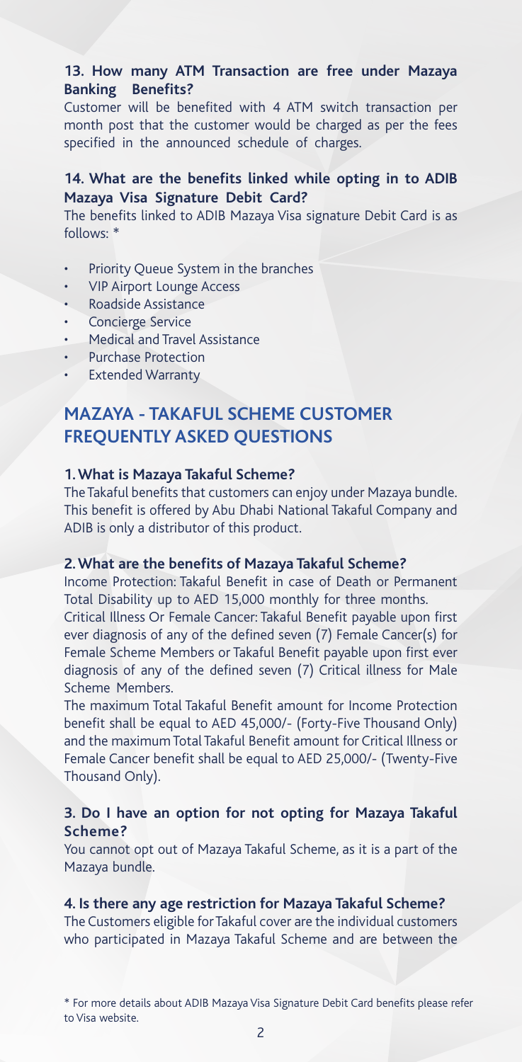### 13. How many ATM Transaction are free under Mazaya Banking Benefits?

Customer will be benefited with 4 ATM switch transaction per month post that the customer would be charged as per the fees specified in the announced schedule of charges.

### 14. What are the benefits linked while opting in to ADIB Mazaya Visa Signature Debit Card?

The benefits linked to ADIB Mazaya Visa signature Debit Card is as follows: *

- Priority Queue System in the branches
- VIP Airport Lounge Access
- Roadside Assistance
- Concierge Service
- Medical and Travel Assistance
- Purchase Protection
- Extended Warranty

## MAZAYA - TAKAFUL SCHEME CUSTOMER FREQUENTLY ASKED QUESTIONS

### 1. What is Mazaya Takaful Scheme?

The Takaful benefits that customers can enjoy under Mazaya bundle. This benefit is offered by Abu Dhabi National Takaful Company and ADIB is only a distributor of this product.

### 2. What are the benefits of Mazaya Takaful Scheme?

Income Protection: Takaful Benefit in case of Death or Permanent Total Disability up to AED 15,000 monthly for three months.

Critical Illness Or Female Cancer: Takaful Benefit payable upon first ever diagnosis of any of the defined seven (7) Female Cancer(s) for Female Scheme Members or Takaful Benefit payable upon first ever diagnosis of any of the defined seven (7) Critical illness for Male Scheme Members.

The maximum Total Takaful Benefit amount for Income Protection benefit shall be equal to AED 45,000/- (Forty-Five Thousand Only) and the maximum Total Takaful Benefit amount for Critical Illness or Female Cancer benefit shall be equal to AED 25,000/- (Twenty-Five Thousand Only).

### 3. Do I have an option for not opting for Mazaya Takaful Scheme?

You cannot opt out of Mazaya Takaful Scheme, as it is a part of the Mazaya bundle.

### 4. Is there any age restriction for Mazaya Takaful Scheme?

The Customers eligible for Takaful cover are the individual customers who participated in Mazaya Takaful Scheme and are between the

* For more details about ADIB Mazaya Visa Signature Debit Card benefits please refer to Visa website.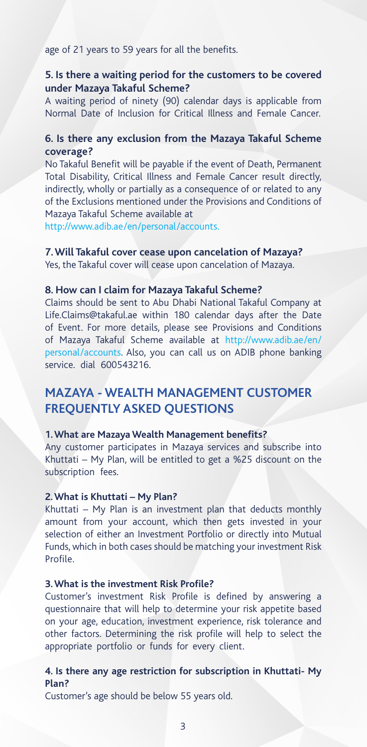age of 21 years to 59 years for all the benefits.

### 5. Is there a waiting period for the customers to be covered under Mazaya Takaful Scheme?

A waiting period of ninety (90) calendar days is applicable from Normal Date of Inclusion for Critical Illness and Female Cancer.

### 6. Is there any exclusion from the Mazaya Takaful Scheme coverage?

No Takaful Benefit will be payable if the event of Death, Permanent Total Disability, Critical Illness and Female Cancer result directly, indirectly, wholly or partially as a consequence of or related to any of the Exclusions mentioned under the Provisions and Conditions of Mazaya Takaful Scheme available at http://www.adib.ae/en/personal/accounts.

### 7. Will Takaful cover cease upon cancelation of Mazaya?

Yes, the Takaful cover will cease upon cancelation of Mazaya.

### 8. How can I claim for Mazaya Takaful Scheme?

Claims should be sent to Abu Dhabi National Takaful Company at Life.Claims@takaful.ae within 180 calendar days after the Date of Event. For more details, please see Provisions and Conditions of Mazaya Takaful Scheme available at http://www.adib.ae/en/personal/accounts. Also, you can call us on ADIB phone banking service. dial 600543216.

## MAZAYA - WEALTH MANAGEMENT CUSTOMER FREQUENTLY ASKED QUESTIONS

### 1. What are Mazaya Wealth Management benefits?

Any customer participates in Mazaya services and subscribe into Khuttati – My Plan, will be entitled to get a %25 discount on the subscription fees.

### 2. What is Khuttati – My Plan?

Khuttati – My Plan is an investment plan that deducts monthly amount from your account, which then gets invested in your selection of either an Investment Portfolio or directly into Mutual Funds, which in both cases should be matching your investment Risk Profile.

### 3. What is the investment Risk Profile?

Customer's investment Risk Profile is defined by answering a questionnaire that will help to determine your risk appetite based on your age, education, investment experience, risk tolerance and other factors. Determining the risk profile will help to select the appropriate portfolio or funds for every client.

### 4. Is there any age restriction for subscription in Khuttati- My Plan?

Customer's age should be below 55 years old.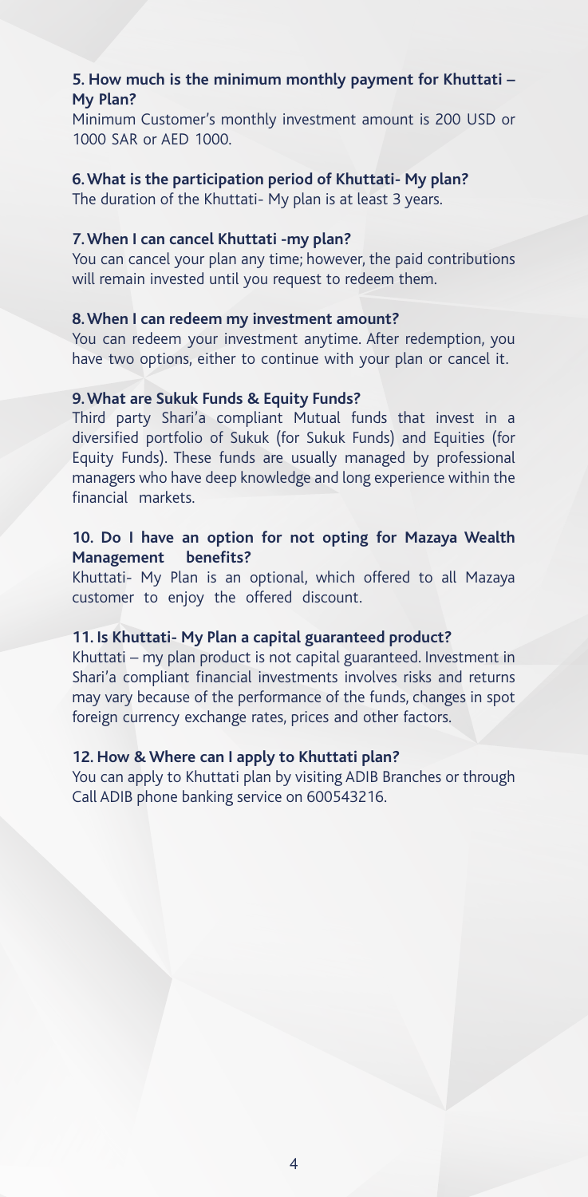**5. How much is the minimum monthly payment for Khuttati – My Plan?**

Minimum Customer's monthly investment amount is 200 USD or 1000 SAR or AED 1000.

**6. What is the participation period of Khuttati- My plan?**

The duration of the Khuttati- My plan is at least 3 years.

**7. When I can cancel Khuttati -my plan?**

You can cancel your plan any time; however, the paid contributions will remain invested until you request to redeem them.

**8. When I can redeem my investment amount?**

You can redeem your investment anytime. After redemption, you have two options, either to continue with your plan or cancel it.

**9. What are Sukuk Funds & Equity Funds?**

Third party Shari'a compliant Mutual funds that invest in a diversified portfolio of Sukuk (for Sukuk Funds) and Equities (for Equity Funds). These funds are usually managed by professional managers who have deep knowledge and long experience within the financial markets.

**10. Do I have an option for not opting for Mazaya Wealth Management benefits?**

Khuttati- My Plan is an optional, which offered to all Mazaya customer to enjoy the offered discount.

**11. Is Khuttati- My Plan a capital guaranteed product?**

Khuttati – my plan product is not capital guaranteed. Investment in Shari'a compliant financial investments involves risks and returns may vary because of the performance of the funds, changes in spot foreign currency exchange rates, prices and other factors.

**12. How & Where can I apply to Khuttati plan?**

You can apply to Khuttati plan by visiting ADIB Branches or through Call ADIB phone banking service on 600543216.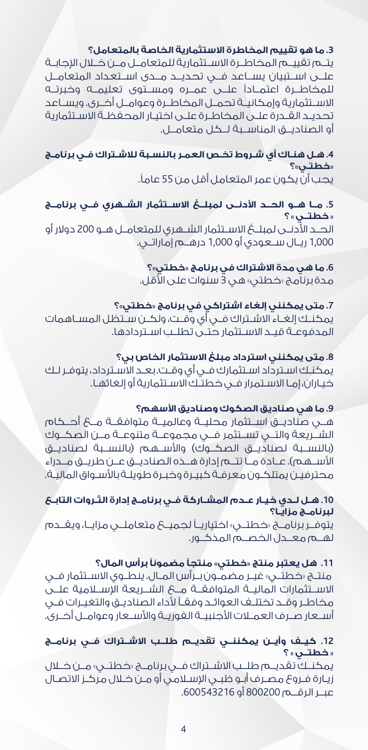**3. ما هو تقييم المخاطرة الاستثمارية الخاصة بالمتعامل؟**

يتـم تقييـم المخاطـرة الاسـتثمارية للمتعامـل مـن خـلال الإجابـة علـى اسـتبيان يسـاعد فـي تحديـد مـدى اسـتعداد المتعامـل للمخاطـرة اعتمـاداً علـى عمـره ومسـتوى تعليمـه وخبرتـه الاسـتثمارية وإمكانيـة تحمـل المخاطـرة وعوامـل أخـرى. ويسـاعد تحديـد القـدرة علـى المخاطـرة علـى اختيـار المحفظـة الاسـتثمارية أو الصناديـق المناسـبة لـكل متعامـل.

**4. هـل هنـاك أي شـروط تخـص العمـر بالنسـبة للاشـتراك فـي برنامـج «خطتـي»؟**

يجب أن يكون عمر المتعامل أقل من 55 عاماً.

**5. مـا هـو الحـد الأدنـى لمبلـغ الاسـتثمار الشـهري فـي برنامـج «خطتـي»؟**

الحـد الأدنـى لمبلـغ الاسـتثمار الشـهري للمتعامـل هـو 200 دولار أو 1,000 ريـال سـعودي أو 1,000 درهـم إماراتـي.

**6. ما هي مدة الاشتراك في برنامج «خطتي»؟**

مدة برنامج «خطتي» هي 3 سنوات على الأقل.

**7. متى يمكنني إلغاء اشتراكي في برنامج «خطتي»؟**

يمكنـك إلغـاء الاشـتراك فـي أي وقـت، ولكـن سـتظل المسـاهمات المدفوعـة قيـد الاسـتثمار حتـى تطلـب اسـتردادها.

**8. متى يمكنني استرداد مبلغ الاستثمار الخاص بي؟**

يمكنـك اسـترداد اسـتثمارك فـي أي وقـت. بعـد الاسـترداد، يتوفـر لـك خيـاران، إمـا الاسـتمرار فـي خطتـك الاسـتثمارية أو إلغائهـا.

**9. ما هي صناديق الصكوك وصناديق الأسهم؟**

هـي صناديـق اسـتثمار محليـة وعالميـة متوافقـة مـع أحـكام الشـريعة والتـي تسـتثمر فـي مجموعـة متنوعـة مـن الصكـوك (بالنسـبة لصناديـق الصكـوك) والأسـهم (بالنسـبة لصناديـق الأسـهم). عـادة مـا تتـم إدارة هـذه الصناديـق عـن طريـق مـدراء محترفيـن يمتلكـون معرفـة كبيـرة وخبـرة طويلـة بالأسـواق الماليـة.

**10. هـل لـدي خيـار عـدم المشـاركة فـي برنامـج إدارة الثـروات التابـع لبرنامـج مزايـا؟**

يتوفـر برنامـج «خطتـي» اختياريـاً لجميـع متعاملـي مزايـا، ويقـدم لهـم معـدل الخصـم المذكـور.

**11. هل يعتبر منتج «خطتي» منتجاً مضموناً برأس المال؟**

منتـج «خطتـي» غيـر مضمـون بـرأس المـال. ينطـوي الاسـتثمار فـي الاسـتثمارات الماليـة المتوافقـة مـع الشـريعة الإسـلامية علـى مخاطـر وقـد تختلـف العوائـد وفقـاً لأداء الصناديـق والتغيـرات فـي أسـعار صـرف العمـلات الأجنبيـة الفوريـة والأسـعار وعوامـل أخـرى.

**12. كيـف وأيـن يمكننـي تقديـم طلـب الاشـتراك فـي برنامـج «خطتـي»؟**

يمكنـك تقديـم طلـب الاشـتراك فـي برنامـج «خطتـي» مـن خـلال زيـارة فـروع مصـرف أبـو ظبـي الإسـلامي أو مـن خـلال مركـز الاتصـال عبـر الرقـم 800200 أو 600543216.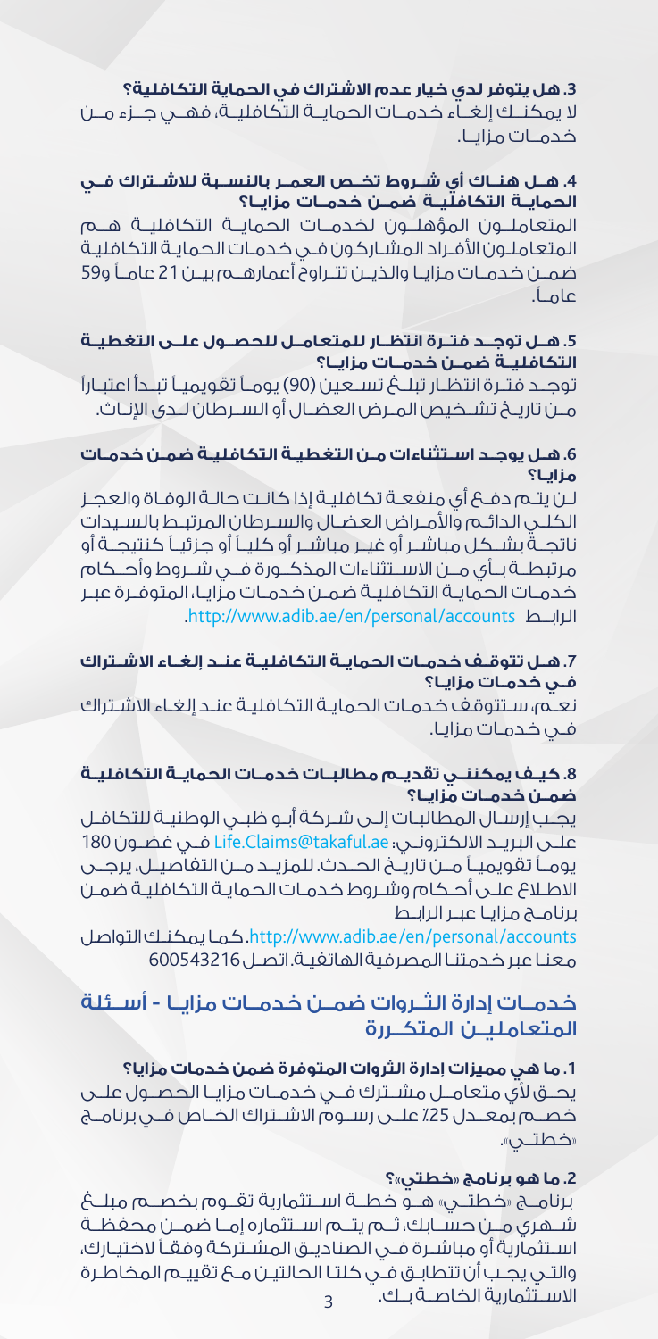**3. هل يتوفر لدي خيار عدم الاشتراك في الحماية التكافلية؟**

لا يمكنك إلغاء خدمات الحماية التكافلية، فهي جزء من خدمات مزايا.

**4. هل هناك أي شروط تخص العمر بالنسبة للاشتراك في الحماية التكافلية ضمن خدمات مزايا؟**

المتعاملون المؤهلون لخدمات الحماية التكافلية هم المتعاملون الأفراد المشاركون في خدمات الحماية التكافلية ضمن خدمات مزايا والذين تتراوح أعمارهم بين 21 عاماً و59 عاماً.

**5. هل توجد فترة انتظار للمتعامل للحصول على التغطية التكافلية ضمن خدمات مزايا؟**

توجد فترة انتظار تبلغ تسعين (90) يوماً تقويمياً تبدأ اعتباراً من تاريخ تشخيص المرض العضال أو السرطان لدى الإناث.

**6. هل يوجد استثناءات من التغطية التكافلية ضمن خدمات مزايا؟**

لن يتم دفع أي منفعة تكافلية إذا كانت حالة الوفاة والعجز الكلي الدائم والأمراض العضال والسرطان المرتبط بالسيدات ناتجة بشكل مباشر أو غير مباشر أو كلياً أو جزئياً كنتيجة أو مرتبطة بأي من الاستثناءات المذكورة في شروط وأحكام خدمات الحماية التكافلية ضمن خدمات مزايا، المتوفرة عبر الرابط http://www.adib.ae/en/personal/accounts.

**7. هل تتوقف خدمات الحماية التكافلية عند إلغاء الاشتراك في خدمات مزايا؟**

نعم، ستتوقف خدمات الحماية التكافلية عند إلغاء الاشتراك في خدمات مزايا.

**8. كيف يمكنني تقديم مطالبات خدمات الحماية التكافلية ضمن خدمات مزايا؟**

يجب إرسال المطالبات إلى شركة أبو ظبي الوطنية للتكافل على البريد الالكتروني: Life.Claims@takaful.ae في غضون 180 يوماً تقويمياً من تاريخ الحدث. للمزيد من التفاصيل، يرجى الاطلاع على أحكام وشروط خدمات الحماية التكافلية ضمن برنامج مزايا عبر الرابط http://www.adib.ae/en/personal/accounts. كما يمكنك التواصل معنا عبر خدمتنا المصرفية الهاتفية. اتصل 600543216

## خدمات إدارة الثروات ضمن خدمات مزايا - أسئلة المتعاملين المتكررة

**1. ما هي مميزات إدارة الثروات المتوفرة ضمن خدمات مزايا؟**

يحق لأي متعامل مشترك في خدمات مزايا الحصول على خصم بمعدل 25٪ على رسوم الاشتراك الخاص في برنامج «خطتي».

**2. ما هو برنامج «خطتي»؟**

برنامج «خطتي» هو خطة استثمارية تقوم بخصم مبلغ شهري من حسابك، ثم يتم استثماره إما ضمن محفظة استثمارية أو مباشرة في الصناديق المشتركة وفقاً لاختيارك، والتي يجب أن تتطابق في كلتا الحالتين مع تقييم المخاطرة الاستثمارية الخاصة بك.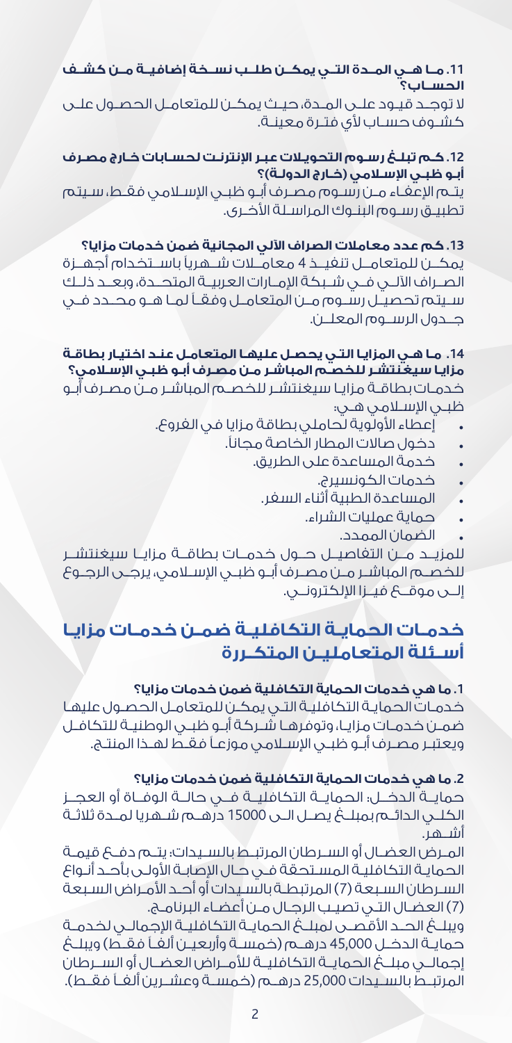**11. مـا هـي المـدة التـي يمكـن طلـب نسـخة إضافيـة مـن كشـف الحسـاب؟**

لا توجـد قيـود علـى المـدة، حيـث يمكـن للمتعامـل الحصـول علـى كشـوف حسـاب لأي فتـرة معينـة.

**12. كـم تبلـغ رسـوم التحويلات عبـر الإنترنـت لحسـابات خـارج مصـرف أبـو ظبـي الإسلامي (خـارج الدولـة)؟**

يتـم الإعفـاء مـن رسـوم مصـرف أبـو ظبـي الإسـلامي فقـط، سـيتم تطبيـق رسـوم البنـوك المراسـلة الأخـرى.

**13. كم عدد معاملات الصراف الآلي المجانية ضمن خدمات مزايا؟**

يمكــن للمتعامــل تنفيــذ 4 معامــلات شــهرياً باســتخدام أجهــزة الصــراف الآلــي فــي شــبكة الإمــارات العربيــة المتحــدة، وبعــد ذلــك ســيتم تحصيــل رســوم مــن المتعامــل وفقــاً لمــا هــو محــدد فــي جــدول الرســوم المعلــن.

**14. ما هـي المزايـا التـي يحصـل عليهـا المتعامـل عنـد اختيـار بطاقـة مزايـا سيغنتشـر للخصـم المباشـر مـن مصـرف أبـو ظبـي الإسـلامي؟**

خدمـات بطاقـة مزايـا سيغنتشـر للخصـم المباشـر مـن مصـرف أبـو ظبـي الإسـلامي هـي:

- إعطاء الأولوية لحاملي بطاقة مزايا في الفروع.
- دخول صالات المطار الخاصة مجاناً.
- خدمة المساعدة على الطريق.
- خدمات الكونسيرج.
- المساعدة الطبية أثناء السفر.
- حماية عمليات الشراء.
- الضمان الممدد.

للمزيــد مــن التفاصيــل حــول خدمــات بطاقــة مزايــا سيغنتشــر للخصــم المباشــر مــن مصــرف أبــو ظبــي الإســلامي، يرجــى الرجــوع إلــى موقــع فيــزا الإلكترونــي.

## خدمـات الحمايـة التكافليـة ضمـن خدمـات مزايـا أسـئلة المتعامليـن المتكـررة

**1. ما هي خدمات الحماية التكافلية ضمن خدمات مزايا؟**

خدمـات الحمايـة التكافليـة التـي يمكـن للمتعامـل الحصـول عليهـا ضمـن خدمـات مزايـا، وتوفرهـا شـركة أبـو ظبـي الوطنيـة للتكافـل ويعتبـر مصـرف أبـو ظبـي الإسـلامي موزعـاً فقـط لهـذا المنتـج.

**2. ما هي خدمات الحماية التكافلية ضمن خدمات مزايا؟**

حمايــة الدخــل: الحمايــة التكافليــة فــي حالــة الوفــاة أو العجــز الكلــي الدائــم بمبلــغ يصــل الــى 15000 درهــم شــهريا لمــدة ثلاثــة أشــهر.

المـرض العضـال أو السـرطان المرتبـط بالسـيدات: يتـم دفـع قيمـة الحمايـة التكافليـة المسـتحقة فـي حـال الإصابـة الأولـى بأحـد أنـواع السـرطان السـبعة (7) المرتبطـة بالسـيدات أو أحـد الأمـراض السـبعة (7) العضـال التـي تصيـب الرجـال مـن أعضـاء البرنامـج.

ويبلـغ الحـد الأقصـى لمبلـغ الحمايـة التكافليـة الإجمالـي لخدمـة حمايـة الدخـل 45,000 درهـم (خمسـة وأربعيـن ألفـاً فقـط) ويبلـغ إجمالـي مبلـغ الحمايـة التكافليـة للأمـراض العضـال أو السـرطان المرتبـط بالسـيدات 25,000 درهـم (خمسـة وعشـرين ألفـاً فقـط).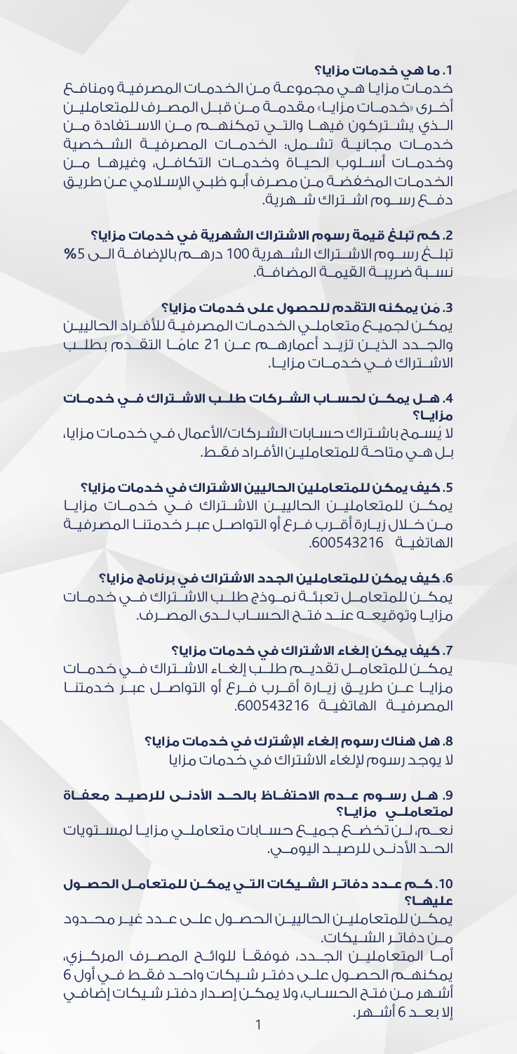**1. ما هي خدمات مزايا؟**

خدمات مزايا هي مجموعة من الخدمات المصرفية ومنافع أخرى «خدمات مزايا» مقدمة من قبل المصرف للمتعاملين الذي يشتركون فيها والتي تمكنهم من الاستفادة من خدمات مجانية تشمل: الخدمات المصرفية الشخصية وخدمات أسلوب الحياة وخدمات التكافل، وغيرها من الخدمات المخفضة من مصرف أبو ظبي الإسلامي عن طريق دفع رسوم اشتراك شهرية.

**2. كم تبلغ قيمة رسوم الاشتراك الشهرية في خدمات مزايا؟**

تبلغ رسوم الاشتراك الشهرية 100 درهم بالإضافة الى 5**%** نسبة ضريبة القيمة المضافة.

**3. مَن يمكنه التقدم للحصول على خدمات مزايا؟**

يمكن لجميع متعاملي الخدمات المصرفية للأفراد الحاليين والجدد الذين تزيد أعمارهم عن 21 عامًا التقدم بطلب الاشتراك في خدمات مزايا.

**4. هل يمكن لحساب الشركات طلب الاشتراك في خدمات مزايا؟**

لا يُسمح باشتراك حسابات الشركات/الأعمال في خدمات مزايا، بل هي متاحة للمتعاملين الأفراد فقط.

**5. كيف يمكن للمتعاملين الحاليين الاشتراك في خدمات مزايا؟**

يمكن للمتعاملين الحاليين الاشتراك في خدمات مزايا من خلال زيارة أقرب فرع أو التواصل عبر خدمتنا المصرفية الهاتفية 600543216.

**6. كيف يمكن للمتعاملين الجدد الاشتراك في برنامج مزايا؟**

يمكن للمتعامل تعبئة نموذج طلب الاشتراك في خدمات مزايا وتوقيعه عند فتح الحساب لدى المصرف.

**7. كيف يمكن إلغاء الاشتراك في خدمات مزايا؟**

يمكن للمتعامل تقديم طلب إلغاء الاشتراك في خدمات مزايا عن طريق زيارة أقرب فرع أو التواصل عبر خدمتنا المصرفية الهاتفية 600543216.

**8. هل هناك رسوم إلغاء الإشترك في خدمات مزايا؟**

لا يوجد رسوم لإلغاء الاشتراك في خدمات مزايا

**9. هل رسوم عدم الاحتفاظ بالحد الأدنى للرصيد معفاة لمتعاملي مزايا؟**

نعم، لن تخضع جميع حسابات متعاملي مزايا لمستويات الحد الأدنى للرصيد اليومي.

**10. كم عدد دفاتر الشيكات التي يمكن للمتعامل الحصول عليها؟**

يمكن للمتعاملين الحاليين الحصول على عدد غير محدود من دفاتر الشيكات.

أما المتعاملين الجدد، فوفقاً للوائح المصرف المركزي، يمكنهم الحصول على دفتر شيكات واحد فقط في أول 6 أشهر من فتح الحساب، ولا يمكن إصدار دفتر شيكات إضافي إلا بعد 6 أشهر.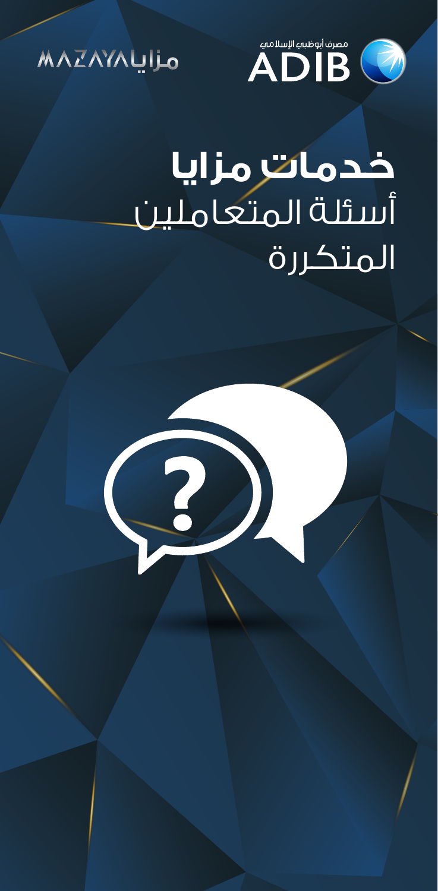MAZAYA مزايا

مصرف أبوظبي الإسلامي
ADIB

# خدمات مزايا

## أسئلة المتعاملين المتكررة